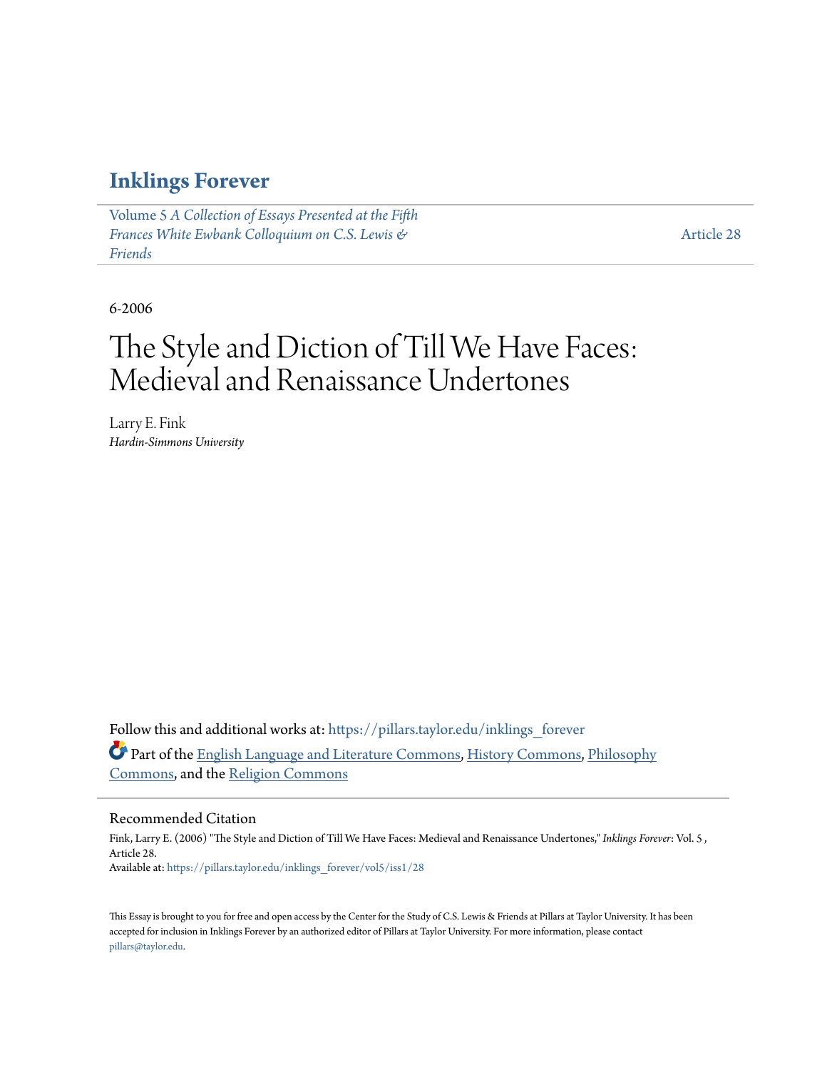# Inklings Forever

Volume 5 *A Collection of Essays Presented at the Fifth Frances White Ewbank Colloquium on C.S. Lewis & Friends*

Article 28

6-2006

# The Style and Diction of Till We Have Faces: Medieval and Renaissance Undertones

Larry E. Fink
*Hardin-Simmons University*

Follow this and additional works at: https://pillars.taylor.edu/inklings_forever

Part of the English Language and Literature Commons, History Commons, Philosophy Commons, and the Religion Commons

## Recommended Citation

Fink, Larry E. (2006) "The Style and Diction of Till We Have Faces: Medieval and Renaissance Undertones," *Inklings Forever*: Vol. 5 , Article 28.
Available at: https://pillars.taylor.edu/inklings_forever/vol5/iss1/28

This Essay is brought to you for free and open access by the Center for the Study of C.S. Lewis & Friends at Pillars at Taylor University. It has been accepted for inclusion in Inklings Forever by an authorized editor of Pillars at Taylor University. For more information, please contact pillars@taylor.edu.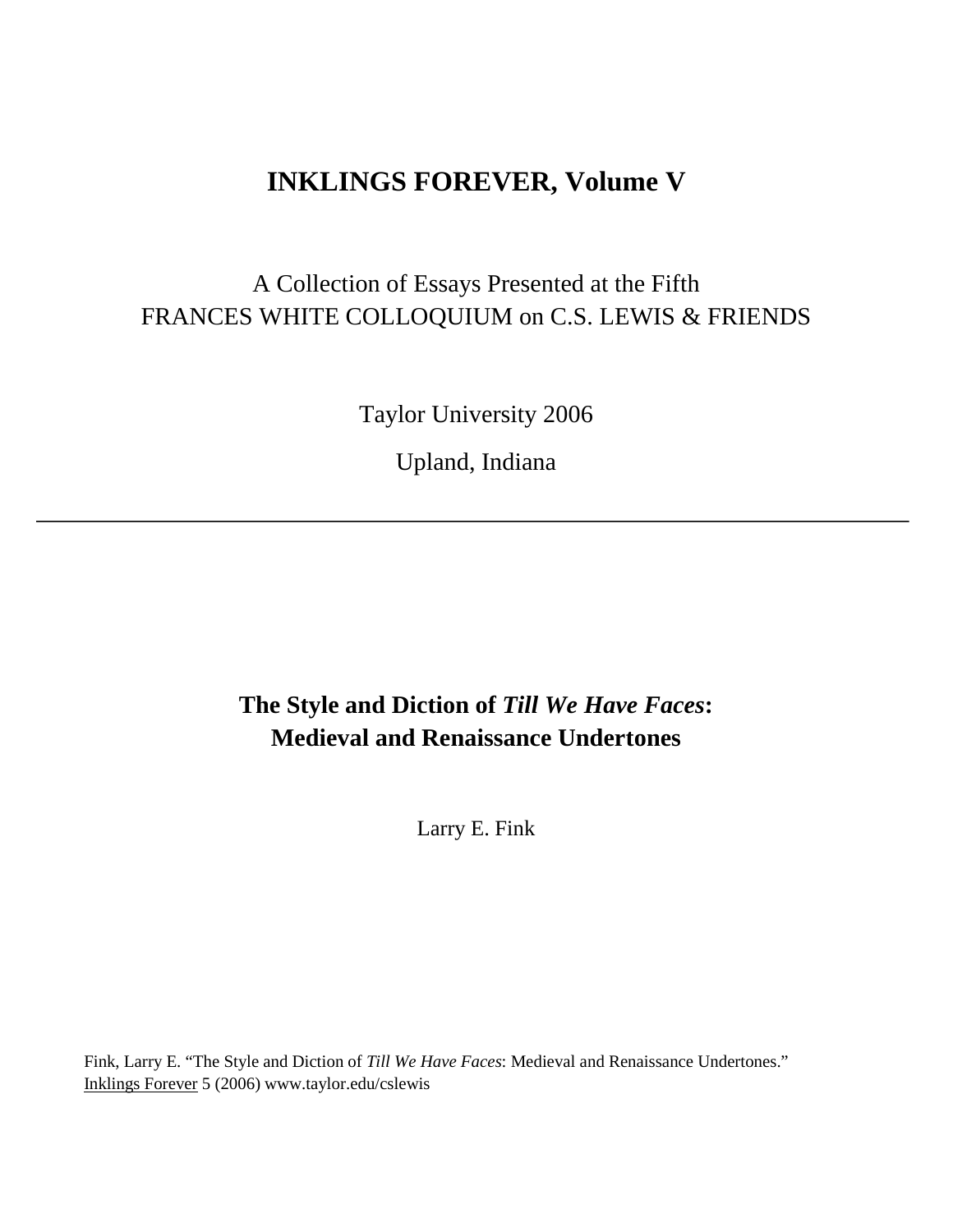# INKLINGS FOREVER, Volume V

A Collection of Essays Presented at the Fifth
FRANCES WHITE COLLOQUIUM on C.S. LEWIS & FRIENDS

Taylor University 2006

Upland, Indiana

---

## The Style and Diction of *Till We Have Faces*: Medieval and Renaissance Undertones

Larry E. Fink

Fink, Larry E. "The Style and Diction of *Till We Have Faces*: Medieval and Renaissance Undertones." Inklings Forever 5 (2006) www.taylor.edu/cslewis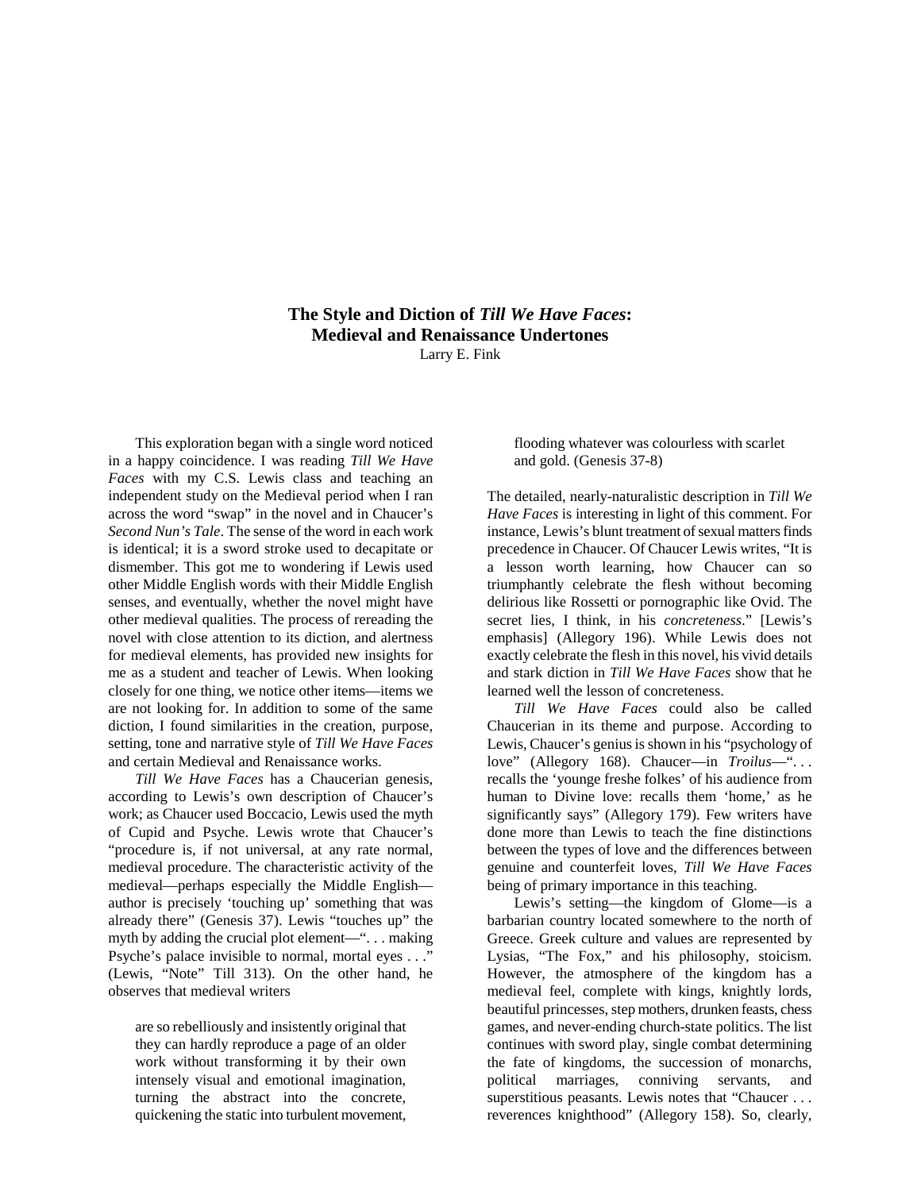# The Style and Diction of *Till We Have Faces*: Medieval and Renaissance Undertones

Larry E. Fink

This exploration began with a single word noticed in a happy coincidence. I was reading *Till We Have Faces* with my C.S. Lewis class and teaching an independent study on the Medieval period when I ran across the word "swap" in the novel and in Chaucer's *Second Nun's Tale*. The sense of the word in each work is identical; it is a sword stroke used to decapitate or dismember. This got me to wondering if Lewis used other Middle English words with their Middle English senses, and eventually, whether the novel might have other medieval qualities. The process of rereading the novel with close attention to its diction, and alertness for medieval elements, has provided new insights for me as a student and teacher of Lewis. When looking closely for one thing, we notice other items—items we are not looking for. In addition to some of the same diction, I found similarities in the creation, purpose, setting, tone and narrative style of *Till We Have Faces* and certain Medieval and Renaissance works.

*Till We Have Faces* has a Chaucerian genesis, according to Lewis's own description of Chaucer's work; as Chaucer used Boccacio, Lewis used the myth of Cupid and Psyche. Lewis wrote that Chaucer's "procedure is, if not universal, at any rate normal, medieval procedure. The characteristic activity of the medieval—perhaps especially the Middle English—author is precisely 'touching up' something that was already there" (Genesis 37). Lewis "touches up" the myth by adding the crucial plot element—". . . making Psyche's palace invisible to normal, mortal eyes . . ." (Lewis, "Note" Till 313). On the other hand, he observes that medieval writers

> are so rebelliously and insistently original that they can hardly reproduce a page of an older work without transforming it by their own intensely visual and emotional imagination, turning the abstract into the concrete, quickening the static into turbulent movement, flooding whatever was colourless with scarlet and gold. (Genesis 37-8)

The detailed, nearly-naturalistic description in *Till We Have Faces* is interesting in light of this comment. For instance, Lewis's blunt treatment of sexual matters finds precedence in Chaucer. Of Chaucer Lewis writes, "It is a lesson worth learning, how Chaucer can so triumphantly celebrate the flesh without becoming delirious like Rossetti or pornographic like Ovid. The secret lies, I think, in his *concreteness*." [Lewis's emphasis] (Allegory 196). While Lewis does not exactly celebrate the flesh in this novel, his vivid details and stark diction in *Till We Have Faces* show that he learned well the lesson of concreteness.

*Till We Have Faces* could also be called Chaucerian in its theme and purpose. According to Lewis, Chaucer's genius is shown in his "psychology of love" (Allegory 168). Chaucer—in *Troilus*—". . . recalls the 'younge freshe folkes' of his audience from human to Divine love: recalls them 'home,' as he significantly says" (Allegory 179). Few writers have done more than Lewis to teach the fine distinctions between the types of love and the differences between genuine and counterfeit loves, *Till We Have Faces* being of primary importance in this teaching.

Lewis's setting—the kingdom of Glome—is a barbarian country located somewhere to the north of Greece. Greek culture and values are represented by Lysias, "The Fox," and his philosophy, stoicism. However, the atmosphere of the kingdom has a medieval feel, complete with kings, knightly lords, beautiful princesses, step mothers, drunken feasts, chess games, and never-ending church-state politics. The list continues with sword play, single combat determining the fate of kingdoms, the succession of monarchs, political marriages, conniving servants, and superstitious peasants. Lewis notes that "Chaucer . . . reverences knighthood" (Allegory 158). So, clearly,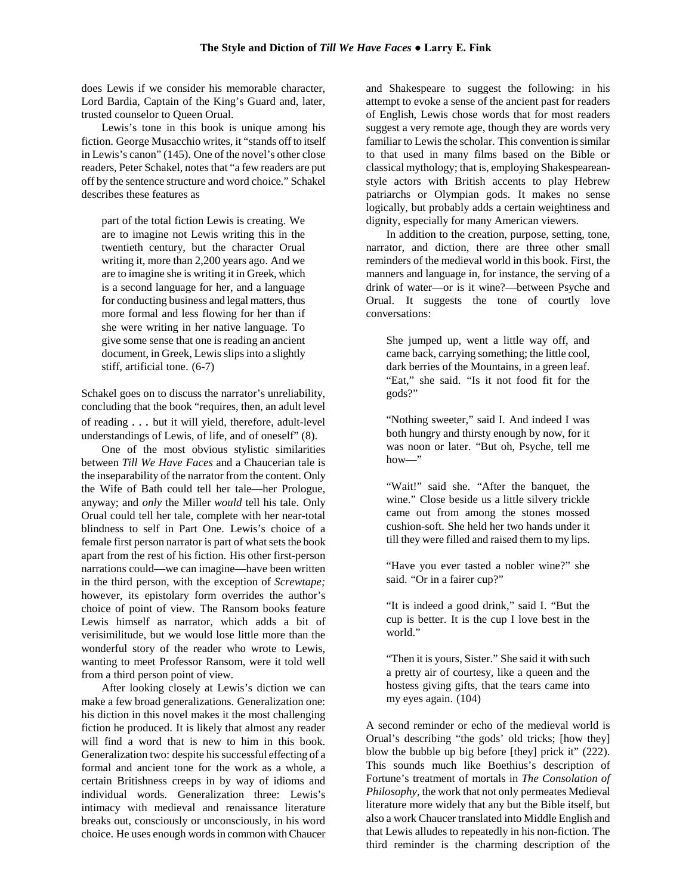does Lewis if we consider his memorable character, Lord Bardia, Captain of the King's Guard and, later, trusted counselor to Queen Orual.

Lewis's tone in this book is unique among his fiction. George Musacchio writes, it "stands off to itself in Lewis's canon" (145). One of the novel's other close readers, Peter Schakel, notes that "a few readers are put off by the sentence structure and word choice." Schakel describes these features as

> part of the total fiction Lewis is creating. We are to imagine not Lewis writing this in the twentieth century, but the character Orual writing it, more than 2,200 years ago. And we are to imagine she is writing it in Greek, which is a second language for her, and a language for conducting business and legal matters, thus more formal and less flowing for her than if she were writing in her native language. To give some sense that one is reading an ancient document, in Greek, Lewis slips into a slightly stiff, artificial tone. (6-7)

Schakel goes on to discuss the narrator's unreliability, concluding that the book "requires, then, an adult level of reading . . . but it will yield, therefore, adult-level understandings of Lewis, of life, and of oneself" (8).

One of the most obvious stylistic similarities between *Till We Have Faces* and a Chaucerian tale is the inseparability of the narrator from the content. Only the Wife of Bath could tell her tale—her Prologue, anyway; and *only* the Miller *would* tell his tale. Only Orual could tell her tale, complete with her near-total blindness to self in Part One. Lewis's choice of a female first person narrator is part of what sets the book apart from the rest of his fiction. His other first-person narrations could—we can imagine—have been written in the third person, with the exception of *Screwtape;* however, its epistolary form overrides the author's choice of point of view. The Ransom books feature Lewis himself as narrator, which adds a bit of verisimilitude, but we would lose little more than the wonderful story of the reader who wrote to Lewis, wanting to meet Professor Ransom, were it told well from a third person point of view.

After looking closely at Lewis's diction we can make a few broad generalizations. Generalization one: his diction in this novel makes it the most challenging fiction he produced. It is likely that almost any reader will find a word that is new to him in this book. Generalization two: despite his successful effecting of a formal and ancient tone for the work as a whole, a certain Britishness creeps in by way of idioms and individual words. Generalization three: Lewis's intimacy with medieval and renaissance literature breaks out, consciously or unconsciously, in his word choice. He uses enough words in common with Chaucer and Shakespeare to suggest the following: in his attempt to evoke a sense of the ancient past for readers of English, Lewis chose words that for most readers suggest a very remote age, though they are words very familiar to Lewis the scholar. This convention is similar to that used in many films based on the Bible or classical mythology; that is, employing Shakespearean-style actors with British accents to play Hebrew patriarchs or Olympian gods. It makes no sense logically, but probably adds a certain weightiness and dignity, especially for many American viewers.

In addition to the creation, purpose, setting, tone, narrator, and diction, there are three other small reminders of the medieval world in this book. First, the manners and language in, for instance, the serving of a drink of water—or is it wine?—between Psyche and Orual. It suggests the tone of courtly love conversations:

> She jumped up, went a little way off, and came back, carrying something; the little cool, dark berries of the Mountains, in a green leaf. "Eat," she said. "Is it not food fit for the gods?"
>
> "Nothing sweeter," said I. And indeed I was both hungry and thirsty enough by now, for it was noon or later. "But oh, Psyche, tell me how—"
>
> "Wait!" said she. "After the banquet, the wine." Close beside us a little silvery trickle came out from among the stones mossed cushion-soft. She held her two hands under it till they were filled and raised them to my lips.
>
> "Have you ever tasted a nobler wine?" she said. "Or in a fairer cup?"
>
> "It is indeed a good drink," said I. "But the cup is better. It is the cup I love best in the world."
>
> "Then it is yours, Sister." She said it with such a pretty air of courtesy, like a queen and the hostess giving gifts, that the tears came into my eyes again. (104)

A second reminder or echo of the medieval world is Orual's describing "the gods' old tricks; [how they] blow the bubble up big before [they] prick it" (222). This sounds much like Boethius's description of Fortune's treatment of mortals in *The Consolation of Philosophy*, the work that not only permeates Medieval literature more widely that any but the Bible itself, but also a work Chaucer translated into Middle English and that Lewis alludes to repeatedly in his non-fiction. The third reminder is the charming description of the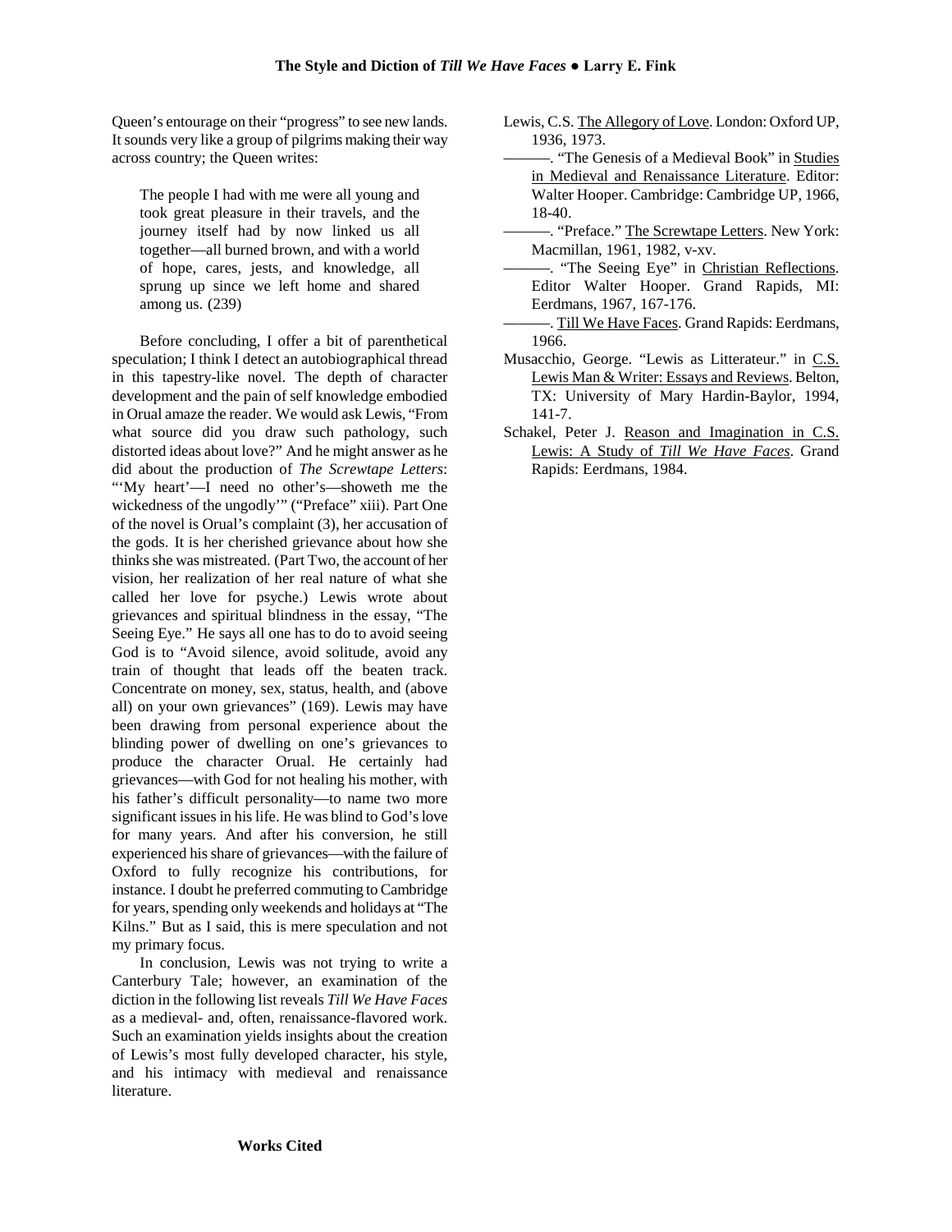Queen's entourage on their "progress" to see new lands. It sounds very like a group of pilgrims making their way across country; the Queen writes:

> The people I had with me were all young and took great pleasure in their travels, and the journey itself had by now linked us all together—all burned brown, and with a world of hope, cares, jests, and knowledge, all sprung up since we left home and shared among us. (239)

Before concluding, I offer a bit of parenthetical speculation; I think I detect an autobiographical thread in this tapestry-like novel. The depth of character development and the pain of self knowledge embodied in Orual amaze the reader. We would ask Lewis, "From what source did you draw such pathology, such distorted ideas about love?" And he might answer as he did about the production of *The Screwtape Letters*: "'My heart'—I need no other's—showeth me the wickedness of the ungodly'" ("Preface" xiii). Part One of the novel is Orual's complaint (3), her accusation of the gods. It is her cherished grievance about how she thinks she was mistreated. (Part Two, the account of her vision, her realization of her real nature of what she called her love for psyche.) Lewis wrote about grievances and spiritual blindness in the essay, "The Seeing Eye." He says all one has to do to avoid seeing God is to "Avoid silence, avoid solitude, avoid any train of thought that leads off the beaten track. Concentrate on money, sex, status, health, and (above all) on your own grievances" (169). Lewis may have been drawing from personal experience about the blinding power of dwelling on one's grievances to produce the character Orual. He certainly had grievances—with God for not healing his mother, with his father's difficult personality—to name two more significant issues in his life. He was blind to God's love for many years. And after his conversion, he still experienced his share of grievances—with the failure of Oxford to fully recognize his contributions, for instance. I doubt he preferred commuting to Cambridge for years, spending only weekends and holidays at "The Kilns." But as I said, this is mere speculation and not my primary focus.

In conclusion, Lewis was not trying to write a Canterbury Tale; however, an examination of the diction in the following list reveals *Till We Have Faces* as a medieval- and, often, renaissance-flavored work. Such an examination yields insights about the creation of Lewis's most fully developed character, his style, and his intimacy with medieval and renaissance literature.

**Works Cited**

Lewis, C.S. The Allegory of Love. London: Oxford UP, 1936, 1973.

———. "The Genesis of a Medieval Book" in Studies in Medieval and Renaissance Literature. Editor: Walter Hooper. Cambridge: Cambridge UP, 1966, 18-40.

———. "Preface." The Screwtape Letters. New York: Macmillan, 1961, 1982, v-xv.

———. "The Seeing Eye" in Christian Reflections. Editor Walter Hooper. Grand Rapids, MI: Eerdmans, 1967, 167-176.

———. Till We Have Faces. Grand Rapids: Eerdmans, 1966.

Musacchio, George. "Lewis as Litterateur." in C.S. Lewis Man & Writer: Essays and Reviews. Belton, TX: University of Mary Hardin-Baylor, 1994, 141-7.

Schakel, Peter J. Reason and Imagination in C.S. Lewis: A Study of *Till We Have Faces*. Grand Rapids: Eerdmans, 1984.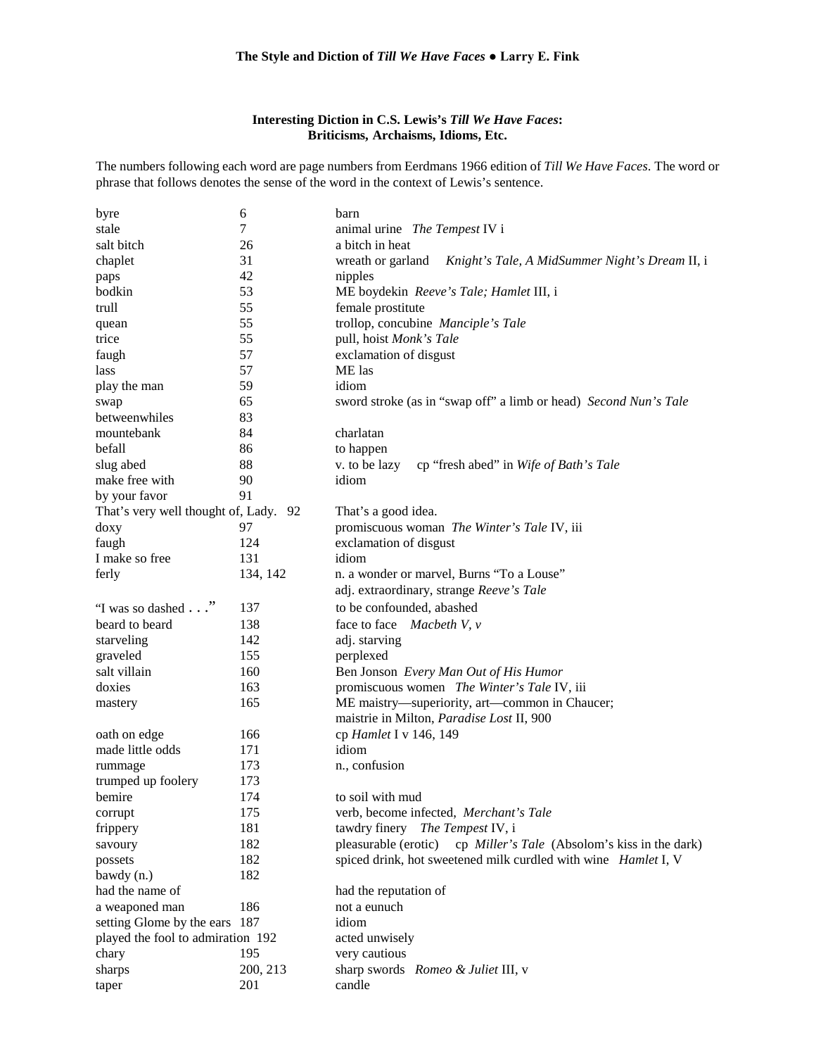### Interesting Diction in C.S. Lewis's *Till We Have Faces*: Briticisms, Archaisms, Idioms, Etc.

The numbers following each word are page numbers from Eerdmans 1966 edition of *Till We Have Faces.* The word or phrase that follows denotes the sense of the word in the context of Lewis's sentence.

| Word/Phrase | Page | Sense |
|---|---|---|
| byre | 6 | barn |
| stale | 7 | animal urine *The Tempest* IV i |
| salt bitch | 26 | a bitch in heat |
| chaplet | 31 | wreath or garland *Knight's Tale, A MidSummer Night's Dream* II, i |
| paps | 42 | nipples |
| bodkin | 53 | ME boydekin *Reeve's Tale; Hamlet* III, i |
| trull | 55 | female prostitute |
| quean | 55 | trollop, concubine *Manciple's Tale* |
| trice | 55 | pull, hoist *Monk's Tale* |
| faugh | 57 | exclamation of disgust |
| lass | 57 | ME las |
| play the man | 59 | idiom |
| swap | 65 | sword stroke (as in "swap off" a limb or head) *Second Nun's Tale* |
| betweenwhiles | 83 | |
| mountebank | 84 | charlatan |
| befall | 86 | to happen |
| slug abed | 88 | v. to be lazy cp "fresh abed" in *Wife of Bath's Tale* |
| make free with | 90 | idiom |
| by your favor | 91 | |
| That's very well thought of, Lady. | 92 | That's a good idea. |
| doxy | 97 | promiscuous woman *The Winter's Tale* IV, iii |
| faugh | 124 | exclamation of disgust |
| I make so free | 131 | idiom |
| ferly | 134, 142 | n. a wonder or marvel, Burns "To a Louse"<br>adj. extraordinary, strange *Reeve's Tale* |
| "I was so dashed . . ." | 137 | to be confounded, abashed |
| beard to beard | 138 | face to face *Macbeth V, v* |
| starveling | 142 | adj. starving |
| graveled | 155 | perplexed |
| salt villain | 160 | Ben Jonson *Every Man Out of His Humor* |
| doxies | 163 | promiscuous women *The Winter's Tale* IV, iii |
| mastery | 165 | ME maistry—superiority, art—common in Chaucer;<br>maistrie in Milton, *Paradise Lost* II, 900 |
| oath on edge | 166 | cp *Hamlet* I v 146, 149 |
| made little odds | 171 | idiom |
| rummage | 173 | n., confusion |
| trumped up foolery | 173 | |
| bemire | 174 | to soil with mud |
| corrupt | 175 | verb, become infected, *Merchant's Tale* |
| frippery | 181 | tawdry finery *The Tempest* IV, i |
| savoury | 182 | pleasurable (erotic) cp *Miller's Tale* (Absolom's kiss in the dark) |
| possets | 182 | spiced drink, hot sweetened milk curdled with wine *Hamlet* I, V |
| bawdy (n.) | 182 | |
| had the name of | | had the reputation of |
| a weaponed man | 186 | not a eunuch |
| setting Glome by the ears | 187 | idiom |
| played the fool to admiration | 192 | acted unwisely |
| chary | 195 | very cautious |
| sharps | 200, 213 | sharp swords *Romeo & Juliet* III, v |
| taper | 201 | candle |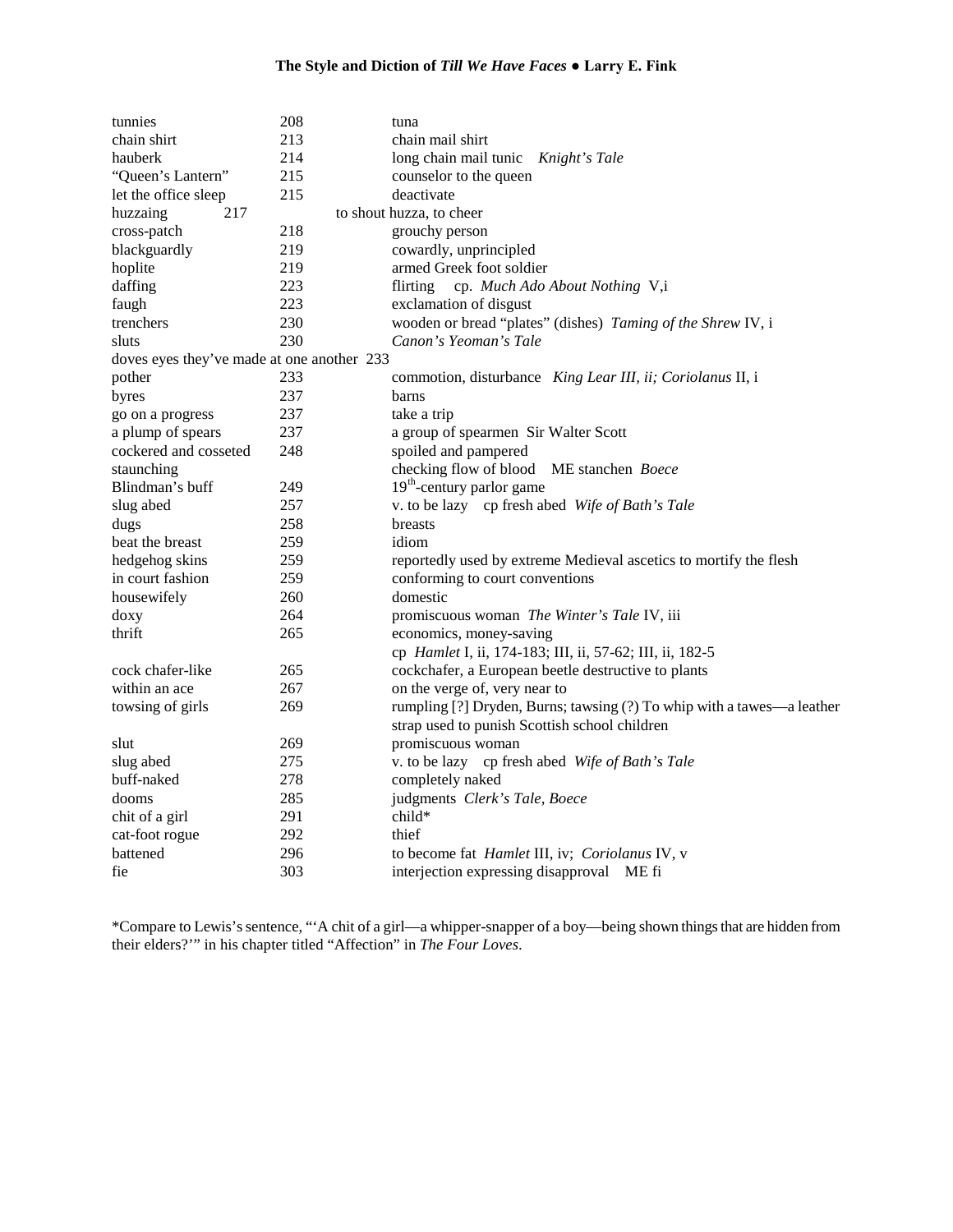| | | |
|---|---|---|
| tunnies | 208 | tuna |
| chain shirt | 213 | chain mail shirt |
| hauberk | 214 | long chain mail tunic *Knight's Tale* |
| "Queen's Lantern" | 215 | counselor to the queen |
| let the office sleep | 215 | deactivate |
| huzzaing | 217 | to shout huzza, to cheer |
| cross-patch | 218 | grouchy person |
| blackguardly | 219 | cowardly, unprincipled |
| hoplite | 219 | armed Greek foot soldier |
| daffing | 223 | flirting cp. *Much Ado About Nothing* V,i |
| faugh | 223 | exclamation of disgust |
| trenchers | 230 | wooden or bread "plates" (dishes) *Taming of the Shrew* IV, i |
| sluts | 230 | *Canon's Yeoman's Tale* |
| doves eyes they've made at one another | 233 | |
| pother | 233 | commotion, disturbance *King Lear III, ii; Coriolanus* II, i |
| byres | 237 | barns |
| go on a progress | 237 | take a trip |
| a plump of spears | 237 | a group of spearmen Sir Walter Scott |
| cockered and cosseted | 248 | spoiled and pampered |
| staunching | | checking flow of blood ME stanchen *Boece* |
| Blindman's buff | 249 | 19th-century parlor game |
| slug abed | 257 | v. to be lazy cp fresh abed *Wife of Bath's Tale* |
| dugs | 258 | breasts |
| beat the breast | 259 | idiom |
| hedgehog skins | 259 | reportedly used by extreme Medieval ascetics to mortify the flesh |
| in court fashion | 259 | conforming to court conventions |
| housewifely | 260 | domestic |
| doxy | 264 | promiscuous woman *The Winter's Tale* IV, iii |
| thrift | 265 | economics, money-saving cp *Hamlet* I, ii, 174-183; III, ii, 57-62; III, ii, 182-5 |
| cock chafer-like | 265 | cockchafer, a European beetle destructive to plants |
| within an ace | 267 | on the verge of, very near to |
| towsing of girls | 269 | rumpling [?] Dryden, Burns; tawsing (?) To whip with a tawes—a leather strap used to punish Scottish school children |
| slut | 269 | promiscuous woman |
| slug abed | 275 | v. to be lazy cp fresh abed *Wife of Bath's Tale* |
| buff-naked | 278 | completely naked |
| dooms | 285 | judgments *Clerk's Tale*, *Boece* |
| chit of a girl | 291 | child* |
| cat-foot rogue | 292 | thief |
| battened | 296 | to become fat *Hamlet* III, iv; *Coriolanus* IV, v |
| fie | 303 | interjection expressing disapproval ME fi |

*Compare to Lewis's sentence, "'A chit of a girl—a whipper-snapper of a boy—being shown things that are hidden from their elders?'" in his chapter titled "Affection" in *The Four Loves*.